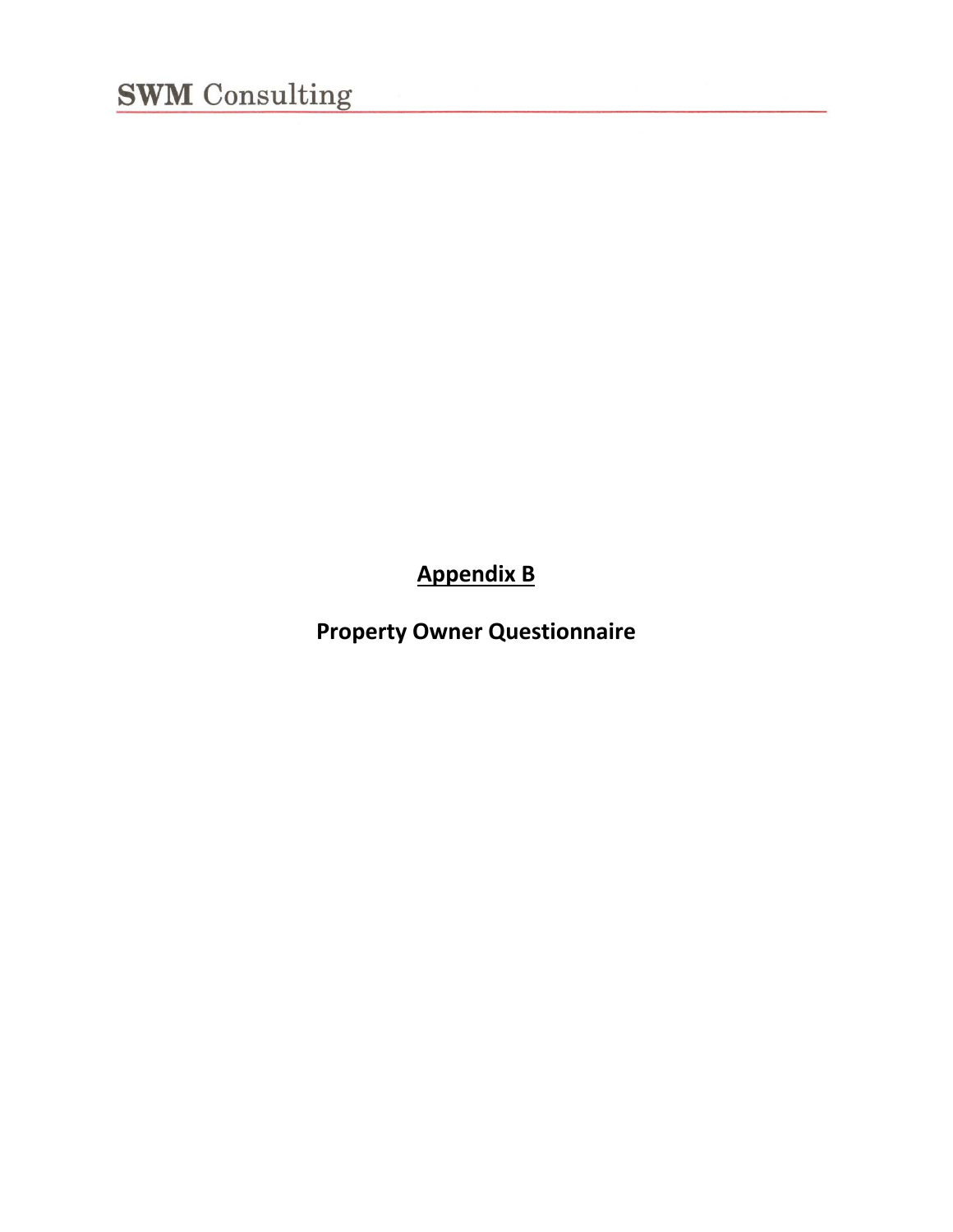# Appendix B

## Property Owner Questionnaire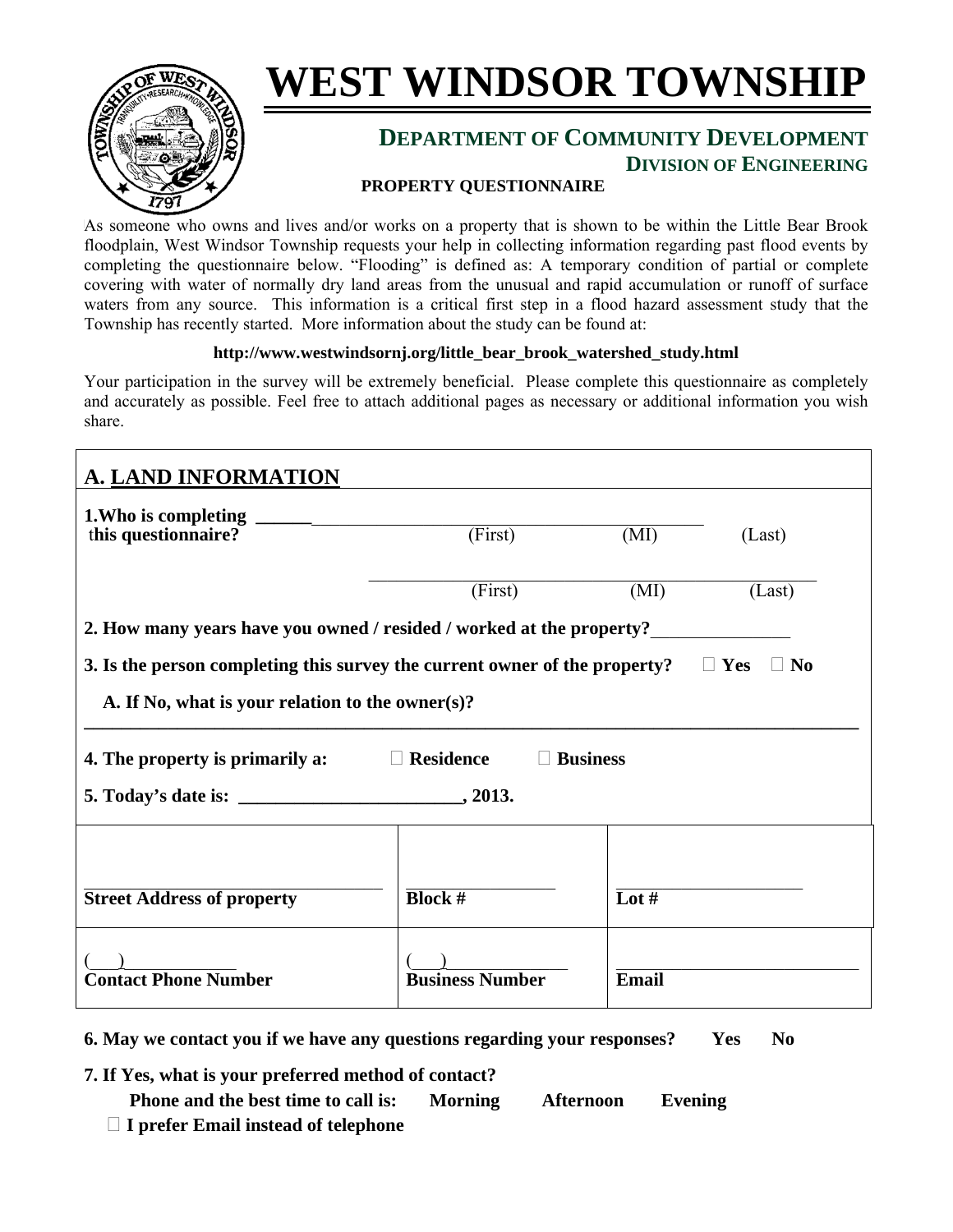# WEST WINDSOR TOWNSHIP

## DEPARTMENT OF COMMUNITY DEVELOPMENT

### DIVISION OF ENGINEERING

**PROPERTY QUESTIONNAIRE**

As someone who owns and lives and/or works on a property that is shown to be within the Little Bear Brook floodplain, West Windsor Township requests your help in collecting information regarding past flood events by completing the questionnaire below. "Flooding" is defined as: A temporary condition of partial or complete covering with water of normally dry land areas from the unusual and rapid accumulation or runoff of surface waters from any source. This information is a critical first step in a flood hazard assessment study that the Township has recently started. More information about the study can be found at:

**http://www.westwindsornj.org/little_bear_brook_watershed_study.html**

Your participation in the survey will be extremely beneficial. Please complete this questionnaire as completely and accurately as possible. Feel free to attach additional pages as necessary or additional information you wish share.

## A. LAND INFORMATION

**1. Who is completing this questionnaire?** ______________________________________________
(First) (MI) (Last)

______________________________________________
(First) (MI) (Last)

**2. How many years have you owned / resided / worked at the property?**_______________

**3. Is the person completing this survey the current owner of the property?** ☐ **Yes** ☐ **No**

**A. If No, what is your relation to the owner(s)?**

______________________________________________________________________________

**4. The property is primarily a:** ☐ **Residence** ☐ **Business**

**5. Today's date is: ________________________, 2013.**

| ______________________ | ______________________ | ______________________ |
|---|---|---|
| **Street Address of property** | **Block #** | **Lot #** |
| (___)____________ **Contact Phone Number** | (___)____________ **Business Number** | ______________________ **Email** |

**6. May we contact you if we have any questions regarding your responses?** **Yes** **No**

**7. If Yes, what is your preferred method of contact?**

**Phone and the best time to call is:** **Morning** **Afternoon** **Evening**

☐ **I prefer Email instead of telephone**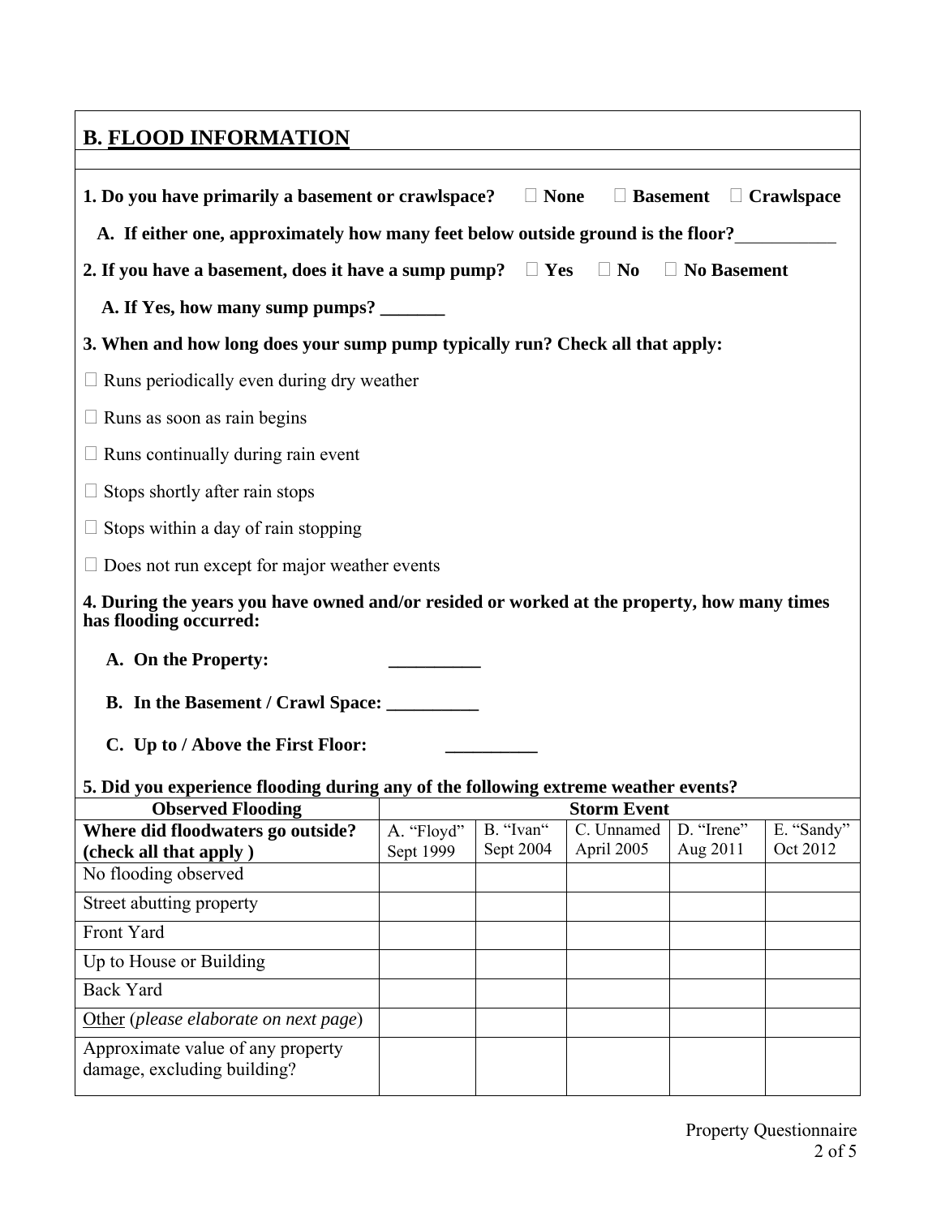## B. FLOOD INFORMATION

**1. Do you have primarily a basement or crawlspace?** ☐ **None** ☐ **Basement** ☐ **Crawlspace**

**A. If either one, approximately how many feet below outside ground is the floor?**___________

**2. If you have a basement, does it have a sump pump?** ☐ **Yes** ☐ **No** ☐ **No Basement**

**A. If Yes, how many sump pumps? _______**

**3. When and how long does your sump pump typically run? Check all that apply:**

☐ Runs periodically even during dry weather

☐ Runs as soon as rain begins

☐ Runs continually during rain event

☐ Stops shortly after rain stops

☐ Stops within a day of rain stopping

☐ Does not run except for major weather events

**4. During the years you have owned and/or resided or worked at the property, how many times has flooding occurred:**

**A. On the Property: __________**

**B. In the Basement / Crawl Space: __________**

**C. Up to / Above the First Floor: __________**

**5. Did you experience flooding during any of the following extreme weather events?**

| **Observed Flooding** | **Storm Event** | | | | |
|---|---|---|---|---|---|
| **Where did floodwaters go outside? (check all that apply )** | A. "Floyd" Sept 1999 | B. "Ivan" Sept 2004 | C. Unnamed April 2005 | D. "Irene" Aug 2011 | E. "Sandy" Oct 2012 |
| No flooding observed | | | | | |
| Street abutting property | | | | | |
| Front Yard | | | | | |
| Up to House or Building | | | | | |
| Back Yard | | | | | |
| Other (*please elaborate on next page*) | | | | | |
| Approximate value of any property damage, excluding building? | | | | | |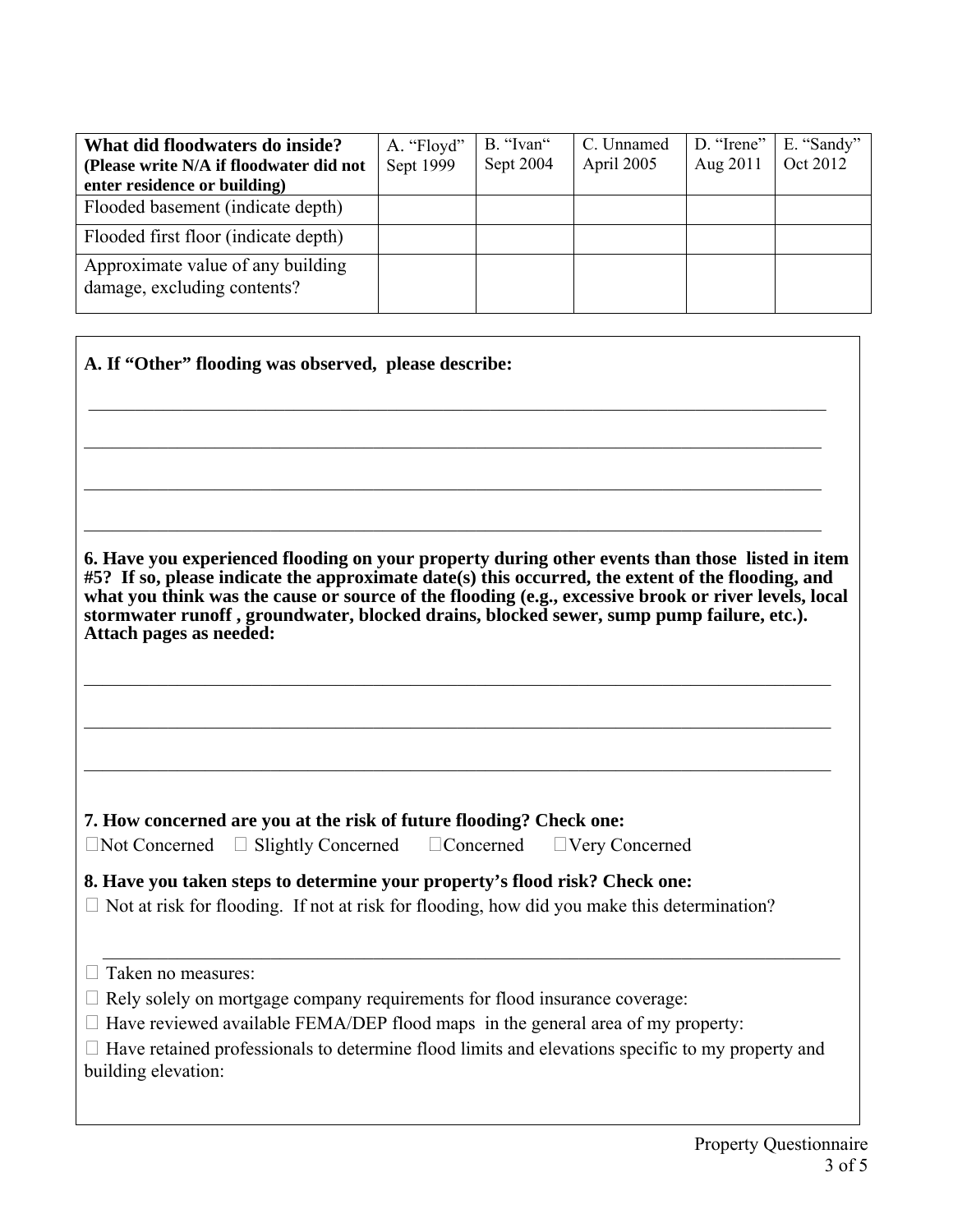| **What did floodwaters do inside? (Please write N/A if floodwater did not enter residence or building)** | A. "Floyd" Sept 1999 | B. "Ivan" Sept 2004 | C. Unnamed April 2005 | D. "Irene" Aug 2011 | E. "Sandy" Oct 2012 |
|---|---|---|---|---|---|
| Flooded basement (indicate depth) | | | | | |
| Flooded first floor (indicate depth) | | | | | |
| Approximate value of any building damage, excluding contents? | | | | | |

**A. If "Other" flooding was observed, please describe:**

\_\_\_\_\_\_\_\_\_\_\_\_\_\_\_\_\_\_\_\_\_\_\_\_\_\_\_\_\_\_\_\_\_\_\_\_\_\_\_\_\_\_\_\_\_\_\_\_\_\_\_\_\_\_\_\_\_\_\_\_\_\_\_\_\_\_\_\_\_\_\_\_

\_\_\_\_\_\_\_\_\_\_\_\_\_\_\_\_\_\_\_\_\_\_\_\_\_\_\_\_\_\_\_\_\_\_\_\_\_\_\_\_\_\_\_\_\_\_\_\_\_\_\_\_\_\_\_\_\_\_\_\_\_\_\_\_\_\_\_\_\_\_\_\_

\_\_\_\_\_\_\_\_\_\_\_\_\_\_\_\_\_\_\_\_\_\_\_\_\_\_\_\_\_\_\_\_\_\_\_\_\_\_\_\_\_\_\_\_\_\_\_\_\_\_\_\_\_\_\_\_\_\_\_\_\_\_\_\_\_\_\_\_\_\_\_\_

\_\_\_\_\_\_\_\_\_\_\_\_\_\_\_\_\_\_\_\_\_\_\_\_\_\_\_\_\_\_\_\_\_\_\_\_\_\_\_\_\_\_\_\_\_\_\_\_\_\_\_\_\_\_\_\_\_\_\_\_\_\_\_\_\_\_\_\_\_\_\_\_

**6. Have you experienced flooding on your property during other events than those listed in item #5? If so, please indicate the approximate date(s) this occurred, the extent of the flooding, and what you think was the cause or source of the flooding (e.g., excessive brook or river levels, local stormwater runoff , groundwater, blocked drains, blocked sewer, sump pump failure, etc.). Attach pages as needed:**

\_\_\_\_\_\_\_\_\_\_\_\_\_\_\_\_\_\_\_\_\_\_\_\_\_\_\_\_\_\_\_\_\_\_\_\_\_\_\_\_\_\_\_\_\_\_\_\_\_\_\_\_\_\_\_\_\_\_\_\_\_\_\_\_\_\_\_\_\_\_\_\_

\_\_\_\_\_\_\_\_\_\_\_\_\_\_\_\_\_\_\_\_\_\_\_\_\_\_\_\_\_\_\_\_\_\_\_\_\_\_\_\_\_\_\_\_\_\_\_\_\_\_\_\_\_\_\_\_\_\_\_\_\_\_\_\_\_\_\_\_\_\_\_\_

\_\_\_\_\_\_\_\_\_\_\_\_\_\_\_\_\_\_\_\_\_\_\_\_\_\_\_\_\_\_\_\_\_\_\_\_\_\_\_\_\_\_\_\_\_\_\_\_\_\_\_\_\_\_\_\_\_\_\_\_\_\_\_\_\_\_\_\_\_\_\_\_

**7. How concerned are you at the risk of future flooding? Check one:**

☐ Not Concerned ☐ Slightly Concerned ☐ Concerned ☐ Very Concerned

**8. Have you taken steps to determine your property's flood risk? Check one:**

☐ Not at risk for flooding. If not at risk for flooding, how did you make this determination?

\_\_\_\_\_\_\_\_\_\_\_\_\_\_\_\_\_\_\_\_\_\_\_\_\_\_\_\_\_\_\_\_\_\_\_\_\_\_\_\_\_\_\_\_\_\_\_\_\_\_\_\_\_\_\_\_\_\_\_\_\_\_\_\_\_\_\_\_\_\_\_\_

☐ Taken no measures:

☐ Rely solely on mortgage company requirements for flood insurance coverage:

☐ Have reviewed available FEMA/DEP flood maps in the general area of my property:

☐ Have retained professionals to determine flood limits and elevations specific to my property and building elevation: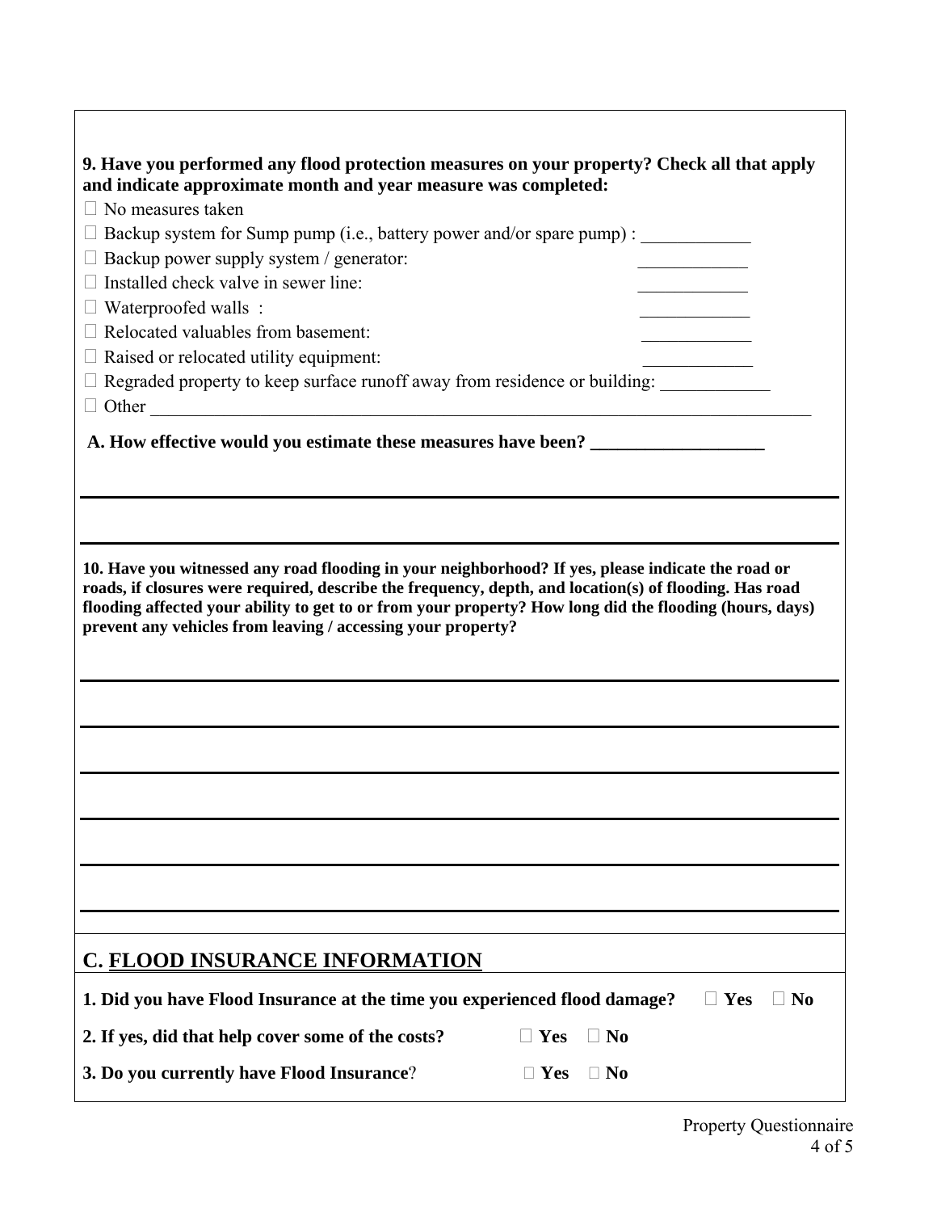**9. Have you performed any flood protection measures on your property? Check all that apply and indicate approximate month and year measure was completed:**

- ☐ No measures taken
- ☐ Backup system for Sump pump (i.e., battery power and/or spare pump) : ____________
- ☐ Backup power supply system / generator: ____________
- ☐ Installed check valve in sewer line: ____________
- ☐ Waterproofed walls : ____________
- ☐ Relocated valuables from basement: ____________
- ☐ Raised or relocated utility equipment: ____________
- ☐ Regraded property to keep surface runoff away from residence or building: ____________
- ☐ Other ____________________________________________________________

**A. How effective would you estimate these measures have been? ___________________**

______________________________________________________________________

______________________________________________________________________

**10. Have you witnessed any road flooding in your neighborhood? If yes, please indicate the road or roads, if closures were required, describe the frequency, depth, and location(s) of flooding. Has road flooding affected your ability to get to or from your property? How long did the flooding (hours, days) prevent any vehicles from leaving / accessing your property?**

______________________________________________________________________

______________________________________________________________________

______________________________________________________________________

______________________________________________________________________

______________________________________________________________________

______________________________________________________________________

## C. FLOOD INSURANCE INFORMATION

**1. Did you have Flood Insurance at the time you experienced flood damage?** ☐ **Yes** ☐ **No**

**2. If yes, did that help cover some of the costs?** ☐ **Yes** ☐ **No**

**3. Do you currently have Flood Insurance**? ☐ **Yes** ☐ **No**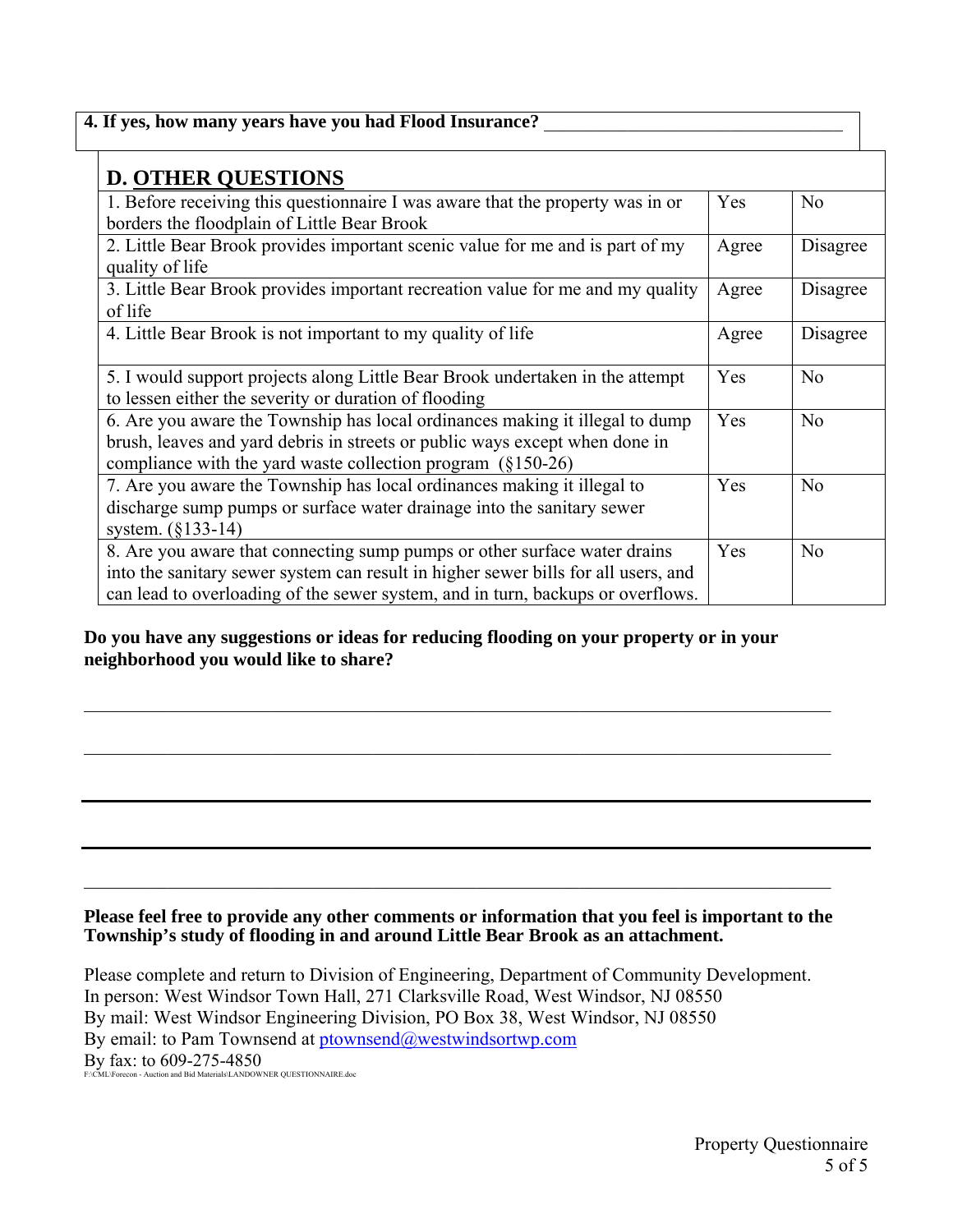**4. If yes, how many years have you had Flood Insurance?** ________________________________

## D. OTHER QUESTIONS

| | | |
|---|---|---|
| 1. Before receiving this questionnaire I was aware that the property was in or borders the floodplain of Little Bear Brook | Yes | No |
| 2. Little Bear Brook provides important scenic value for me and is part of my quality of life | Agree | Disagree |
| 3. Little Bear Brook provides important recreation value for me and my quality of life | Agree | Disagree |
| 4. Little Bear Brook is not important to my quality of life | Agree | Disagree |
| 5. I would support projects along Little Bear Brook undertaken in the attempt to lessen either the severity or duration of flooding | Yes | No |
| 6. Are you aware the Township has local ordinances making it illegal to dump brush, leaves and yard debris in streets or public ways except when done in compliance with the yard waste collection program (§150-26) | Yes | No |
| 7. Are you aware the Township has local ordinances making it illegal to discharge sump pumps or surface water drainage into the sanitary sewer system. (§133-14) | Yes | No |
| 8. Are you aware that connecting sump pumps or other surface water drains into the sanitary sewer system can result in higher sewer bills for all users, and can lead to overloading of the sewer system, and in turn, backups or overflows. | Yes | No |

**Do you have any suggestions or ideas for reducing flooding on your property or in your neighborhood you would like to share?**

________________________________________________________________________________

________________________________________________________________________________

________________________________________________________________________________

________________________________________________________________________________

________________________________________________________________________________

**Please feel free to provide any other comments or information that you feel is important to the Township's study of flooding in and around Little Bear Brook as an attachment.**

Please complete and return to Division of Engineering, Department of Community Development.
In person: West Windsor Town Hall, 271 Clarksville Road, West Windsor, NJ 08550
By mail: West Windsor Engineering Division, PO Box 38, West Windsor, NJ 08550
By email: to Pam Townsend at ptownsend@westwindsortwp.com
By fax: to 609-275-4850
F:\CML\Forecon - Auction and Bid Materials\LANDOWNER QUESTIONNAIRE.doc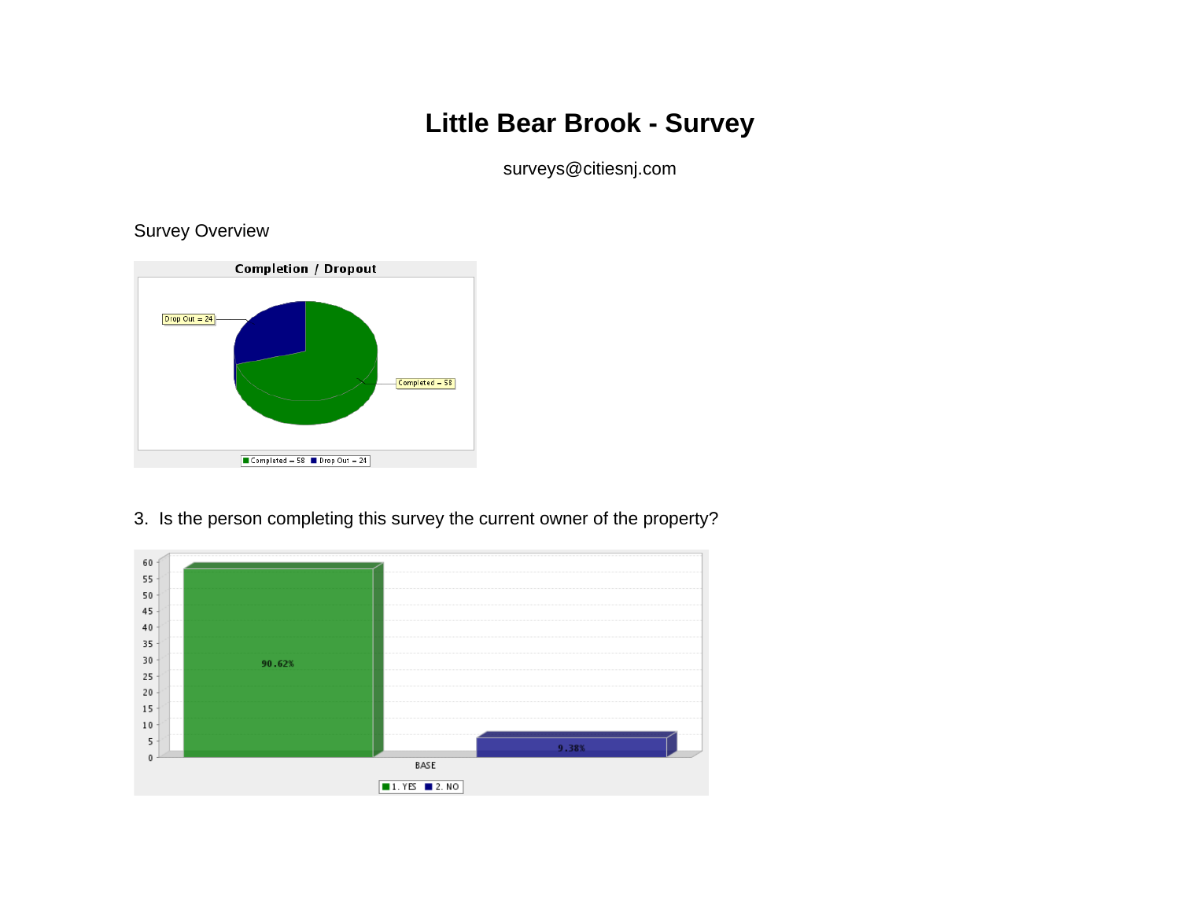# Little Bear Brook - Survey

surveys@citiesnj.com

Survey Overview

**Completion / Dropout**

Drop Out = 24

Completed = 58

Completed = 58 · Drop Out = 24

3. Is the person completing this survey the current owner of the property?

90.62%

9.38%

BASE

1. YES · 2. NO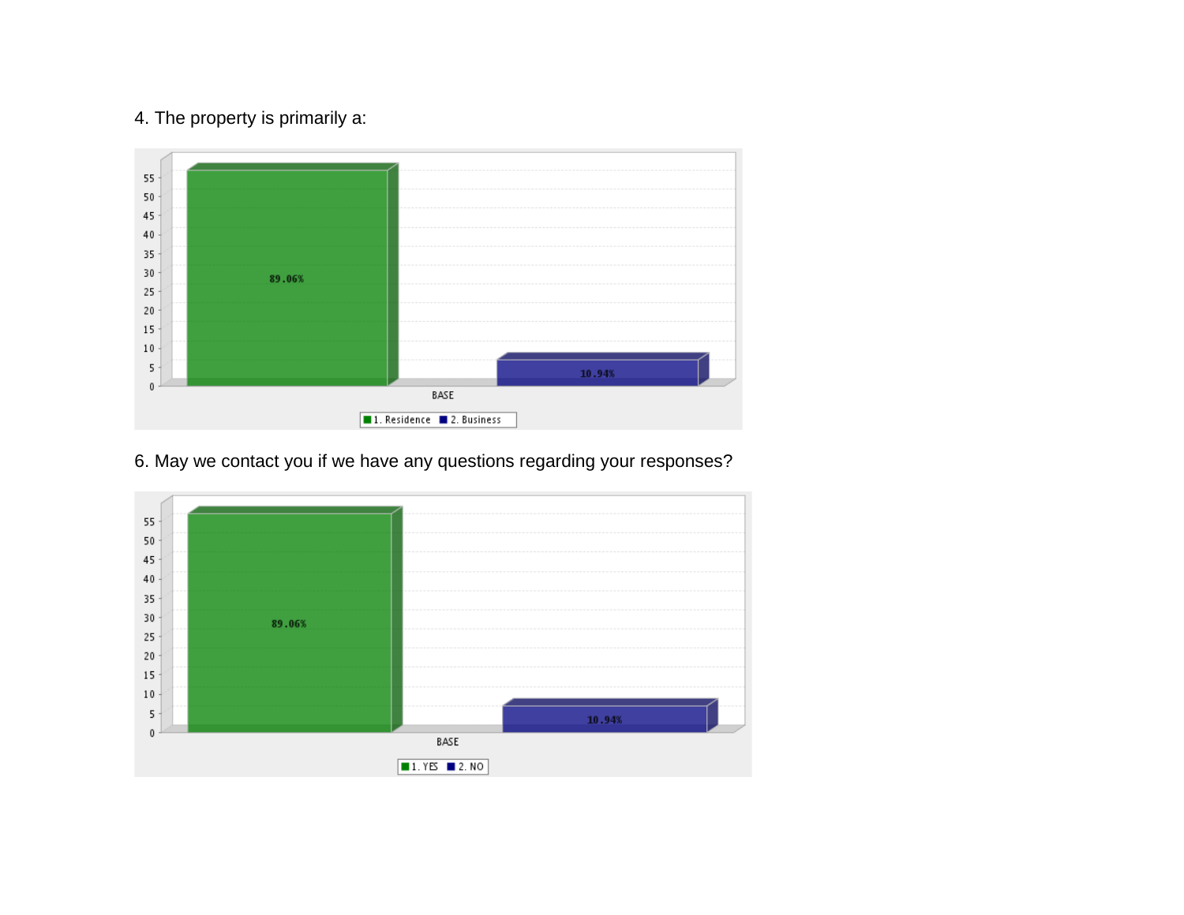4. The property is primarily a:

| | 1. Residence | 2. Business |
|---|---|---|
| BASE | 89.06% | 10.94% |

6. May we contact you if we have any questions regarding your responses?

| | 1. YES | 2. NO |
|---|---|---|
| BASE | 89.06% | 10.94% |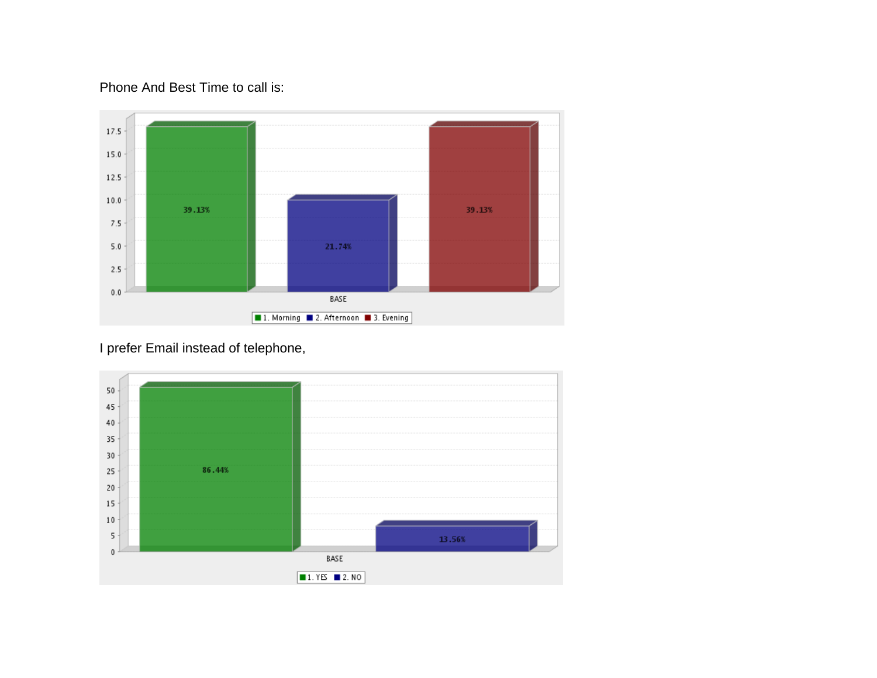Phone And Best Time to call is:

| | 1. Morning | 2. Afternoon | 3. Evening |
|---|---|---|---|
| BASE | 39.13% | 21.74% | 39.13% |

I prefer Email instead of telephone,

| | 1. YES | 2. NO |
|---|---|---|
| BASE | 86.44% | 13.56% |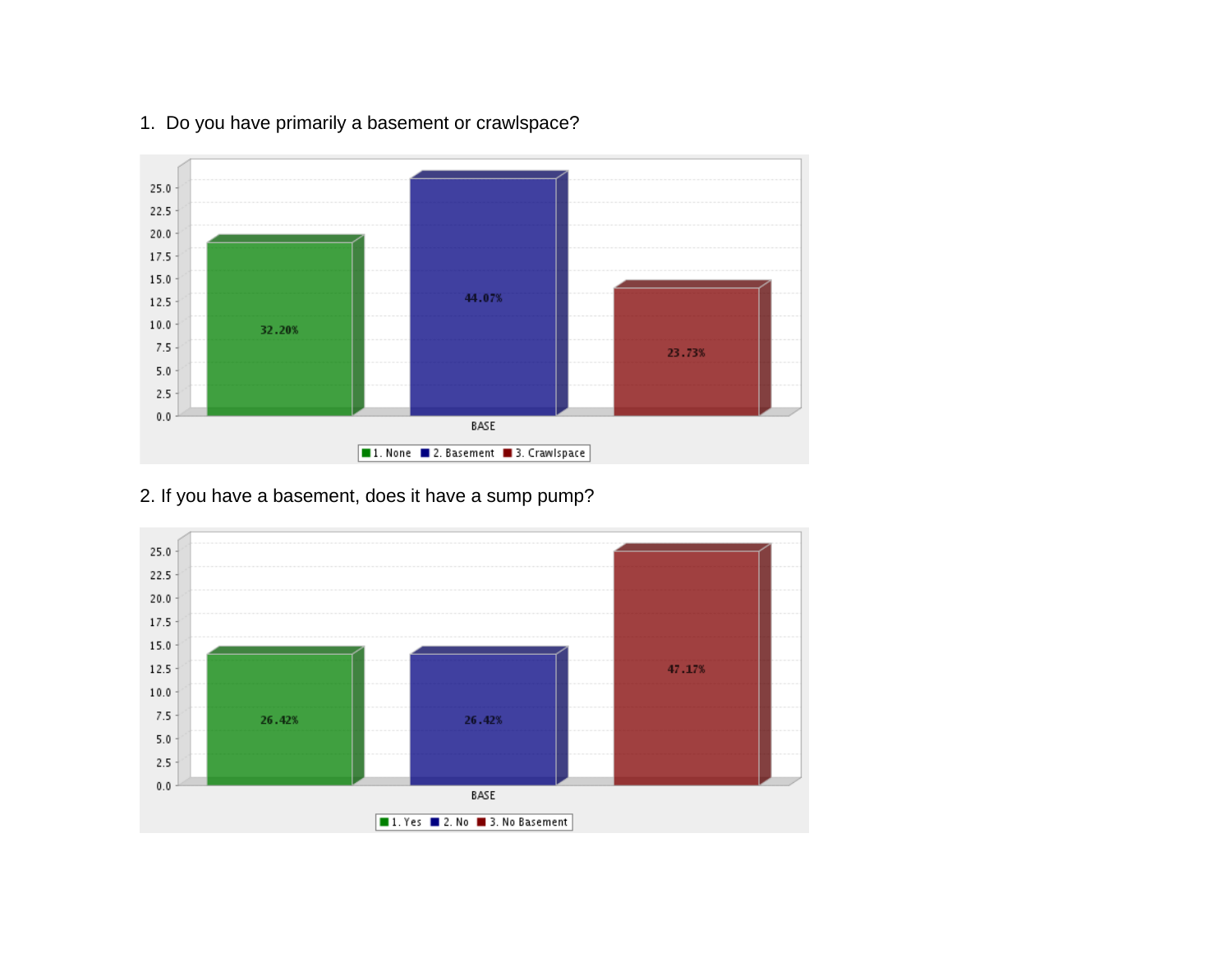1. Do you have primarily a basement or crawlspace?

| | BASE |
|---|---|
| 1. None | 32.20% |
| 2. Basement | 44.07% |
| 3. Crawlspace | 23.73% |

2. If you have a basement, does it have a sump pump?

| | BASE |
|---|---|
| 1. Yes | 26.42% |
| 2. No | 26.42% |
| 3. No Basement | 47.17% |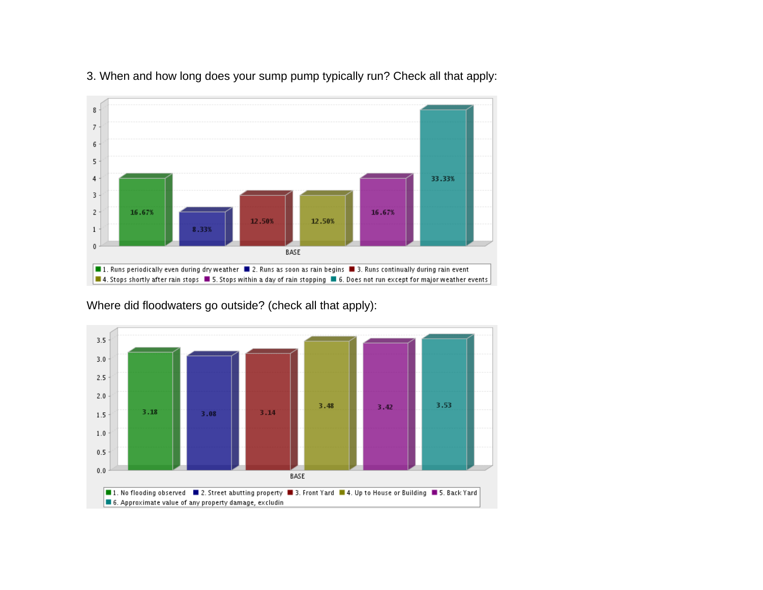3. When and how long does your sump pump typically run? Check all that apply:

| Response | Percent |
|---|---|
| 1. Runs periodically even during dry weather | 16.67% |
| 2. Runs as soon as rain begins | 8.33% |
| 3. Runs continually during rain event | 12.50% |
| 4. Stops shortly after rain stops | 12.50% |
| 5. Stops within a day of rain stopping | 16.67% |
| 6. Does not run except for major weather events | 33.33% |

Where did floodwaters go outside? (check all that apply):

| Response | Value |
|---|---|
| 1. No flooding observed | 3.18 |
| 2. Street abutting property | 3.08 |
| 3. Front Yard | 3.14 |
| 4. Up to House or Building | 3.48 |
| 5. Back Yard | 3.42 |
| 6. Approximate value of any property damage, excludin | 3.53 |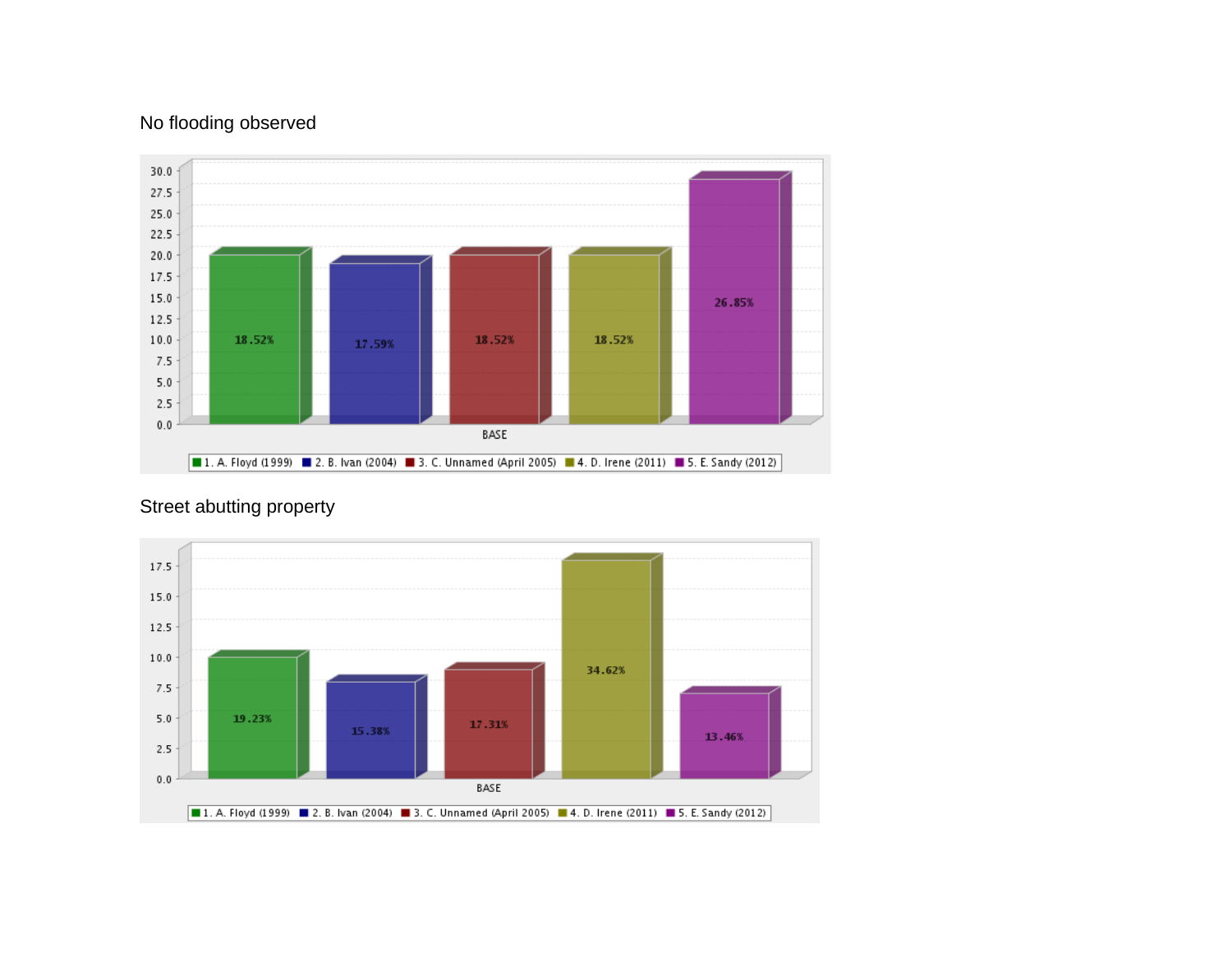No flooding observed

| | 1. A. Floyd (1999) | 2. B. Ivan (2004) | 3. C. Unnamed (April 2005) | 4. D. Irene (2011) | 5. E. Sandy (2012) |
|---|---|---|---|---|---|
| BASE | 18.52% | 17.59% | 18.52% | 18.52% | 26.85% |

Street abutting property

| | 1. A. Floyd (1999) | 2. B. Ivan (2004) | 3. C. Unnamed (April 2005) | 4. D. Irene (2011) | 5. E. Sandy (2012) |
|---|---|---|---|---|---|
| BASE | 19.23% | 15.38% | 17.31% | 34.62% | 13.46% |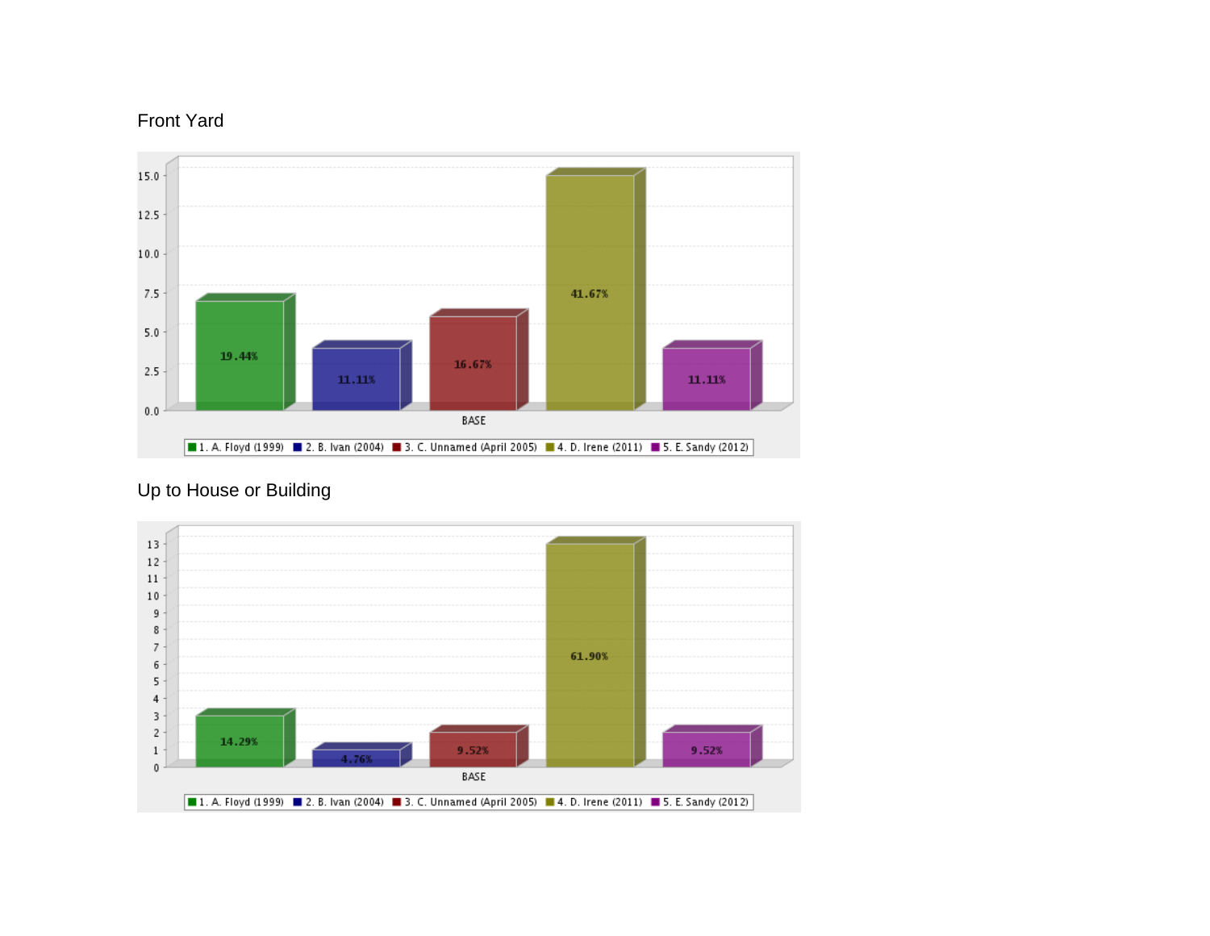Front Yard

| | 1. A. Floyd (1999) | 2. B. Ivan (2004) | 3. C. Unnamed (April 2005) | 4. D. Irene (2011) | 5. E. Sandy (2012) |
|---|---|---|---|---|---|
| BASE | 19.44% | 11.11% | 16.67% | 41.67% | 11.11% |

Up to House or Building

| | 1. A. Floyd (1999) | 2. B. Ivan (2004) | 3. C. Unnamed (April 2005) | 4. D. Irene (2011) | 5. E. Sandy (2012) |
|---|---|---|---|---|---|
| BASE | 14.29% | 4.76% | 9.52% | 61.90% | 9.52% |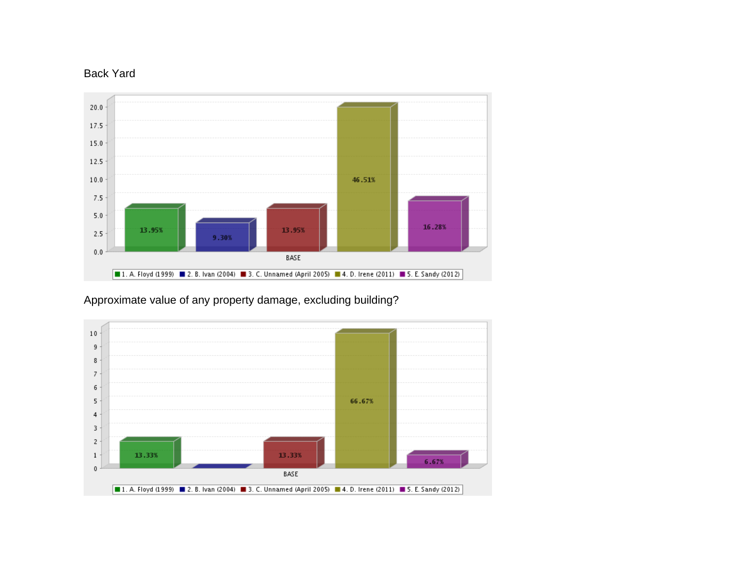Back Yard

| Storm | Percentage |
| --- | --- |
| 1. A. Floyd (1999) | 13.95% |
| 2. B. Ivan (2004) | 9.30% |
| 3. C. Unnamed (April 2005) | 13.95% |
| 4. D. Irene (2011) | 46.51% |
| 5. E. Sandy (2012) | 16.28% |

Approximate value of any property damage, excluding building?

| Storm | Percentage |
| --- | --- |
| 1. A. Floyd (1999) | 13.33% |
| 2. B. Ivan (2004) | |
| 3. C. Unnamed (April 2005) | 13.33% |
| 4. D. Irene (2011) | 66.67% |
| 5. E. Sandy (2012) | 6.67% |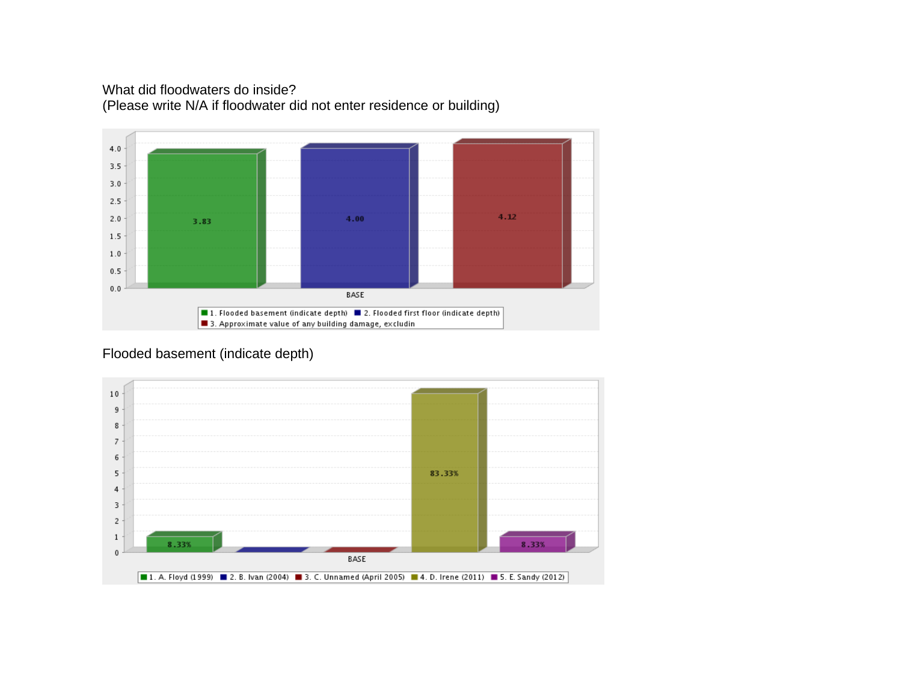What did floodwaters do inside?
(Please write N/A if floodwater did not enter residence or building)

| BASE | Value |
| --- | --- |
| 1. Flooded basement (indicate depth) | 3.83 |
| 2. Flooded first floor (indicate depth) | 4.00 |
| 3. Approximate value of any building damage, excludin | 4.12 |

Flooded basement (indicate depth)

| BASE | Value |
| --- | --- |
| 1. A. Floyd (1999) | 8.33% |
| 2. B. Ivan (2004) | |
| 3. C. Unnamed (April 2005) | |
| 4. D. Irene (2011) | 83.33% |
| 5. E. Sandy (2012) | 8.33% |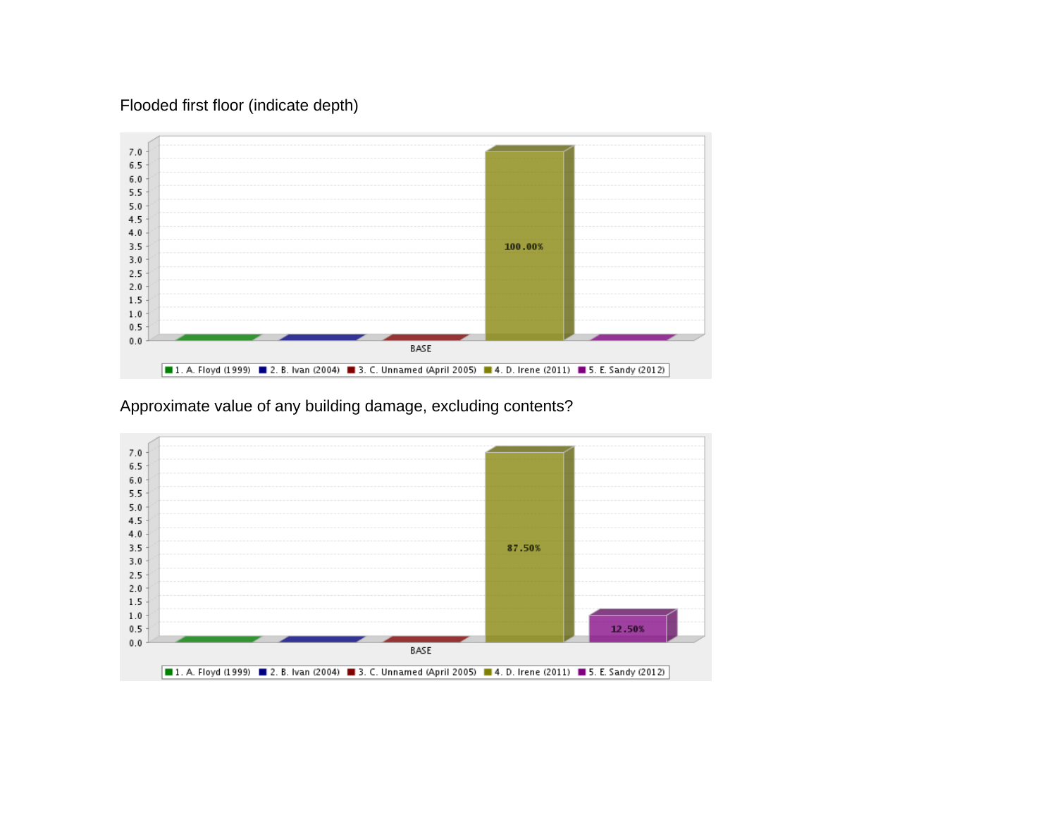Flooded first floor (indicate depth)

Approximate value of any building damage, excluding contents?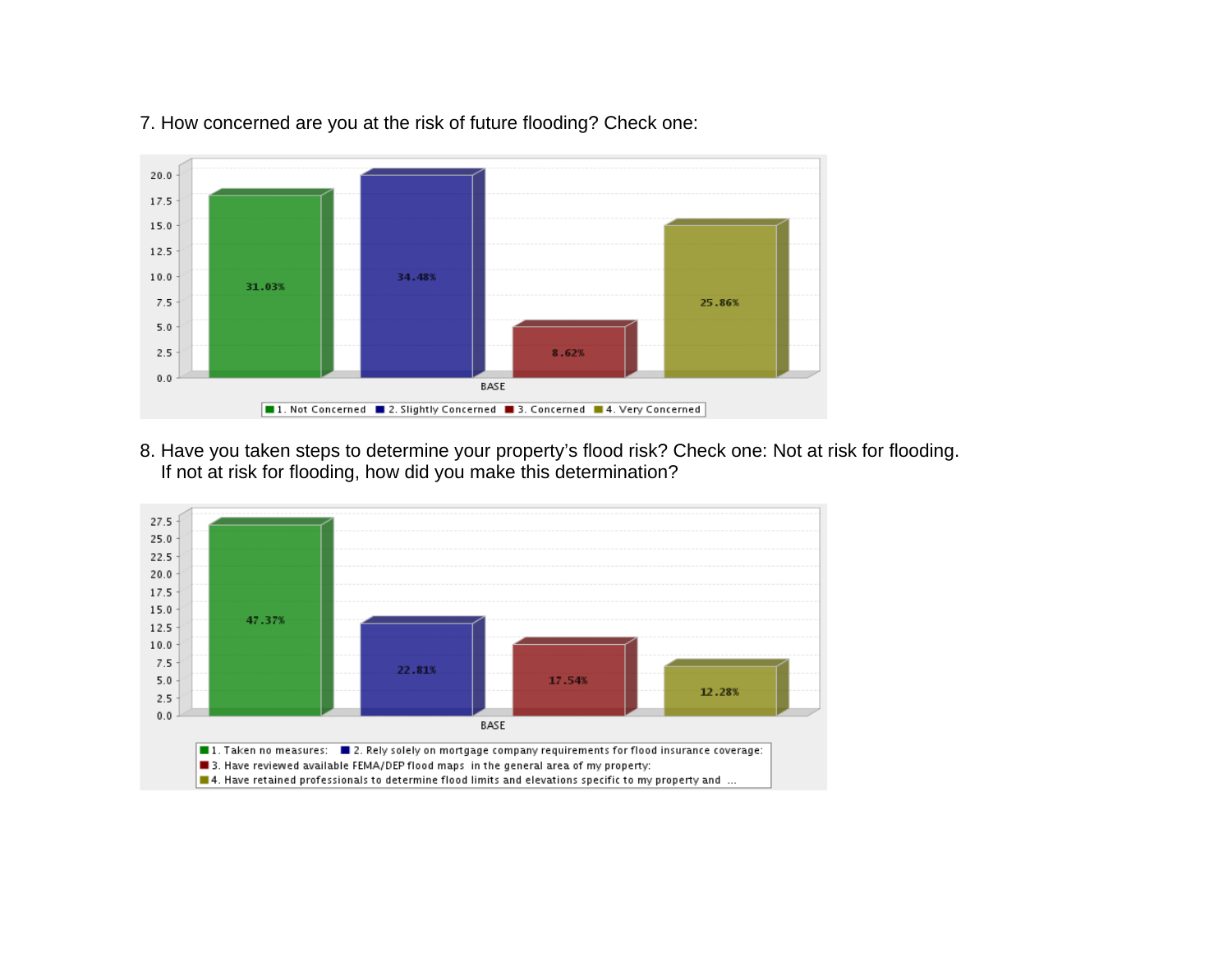7. How concerned are you at the risk of future flooding? Check one:

| BASE | Percentage |
|---|---|
| 1. Not Concerned | 31.03% |
| 2. Slightly Concerned | 34.48% |
| 3. Concerned | 8.62% |
| 4. Very Concerned | 25.86% |

8. Have you taken steps to determine your property's flood risk? Check one: Not at risk for flooding. If not at risk for flooding, how did you make this determination?

| BASE | Percentage |
|---|---|
| 1. Taken no measures: | 47.37% |
| 2. Rely solely on mortgage company requirements for flood insurance coverage: | 22.81% |
| 3. Have reviewed available FEMA/DEP flood maps in the general area of my property: | 17.54% |
| 4. Have retained professionals to determine flood limits and elevations specific to my property and ... | 12.28% |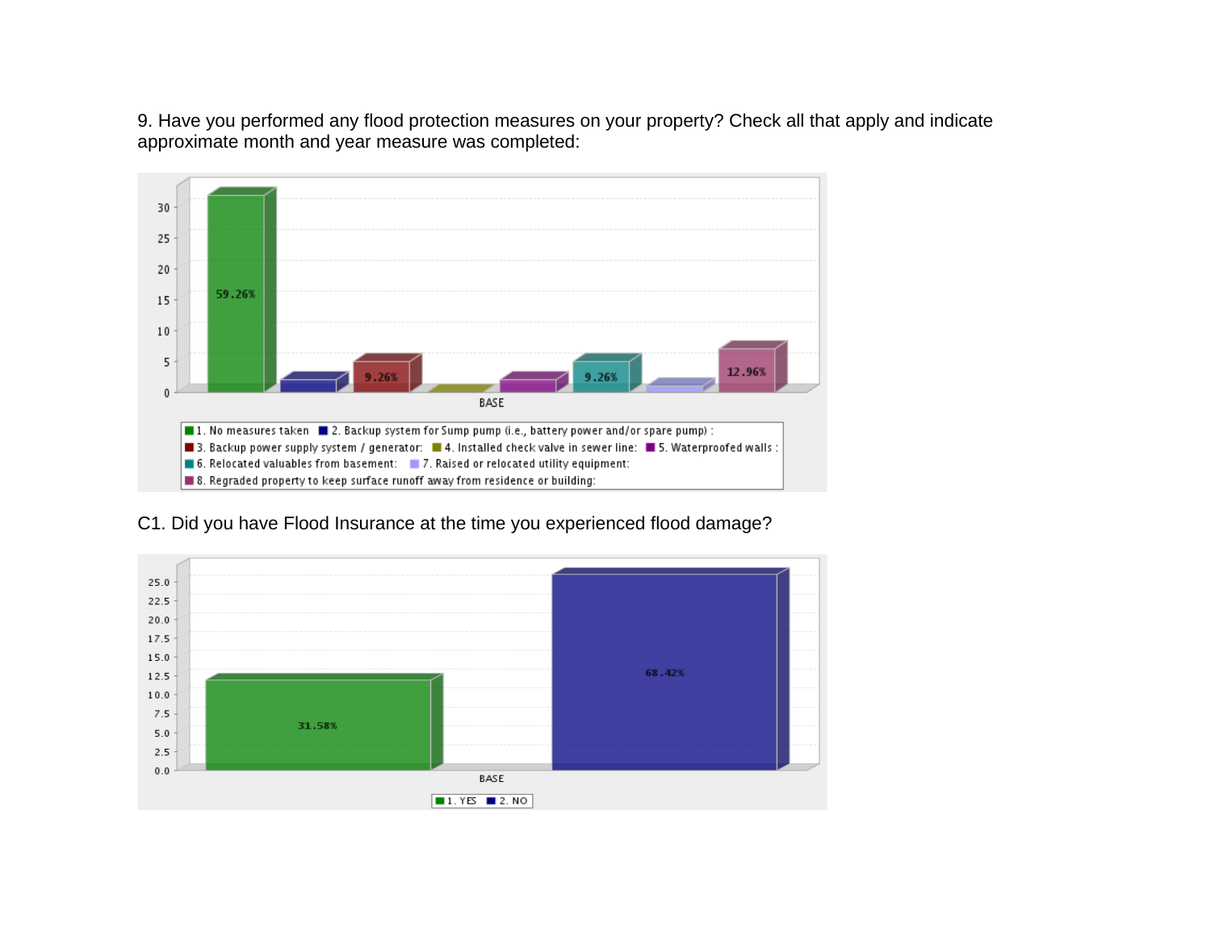9. Have you performed any flood protection measures on your property? Check all that apply and indicate approximate month and year measure was completed:

| Response | Percent |
| --- | --- |
| 1. No measures taken | 59.26% |
| 2. Backup system for Sump pump (i.e., battery power and/or spare pump) : | |
| 3. Backup power supply system / generator: | 9.26% |
| 4. Installed check valve in sewer line: | |
| 5. Waterproofed walls : | |
| 6. Relocated valuables from basement: | 9.26% |
| 7. Raised or relocated utility equipment: | |
| 8. Regraded property to keep surface runoff away from residence or building: | 12.96% |

C1. Did you have Flood Insurance at the time you experienced flood damage?

| Response | Percent |
| --- | --- |
| 1. YES | 31.58% |
| 2. NO | 68.42% |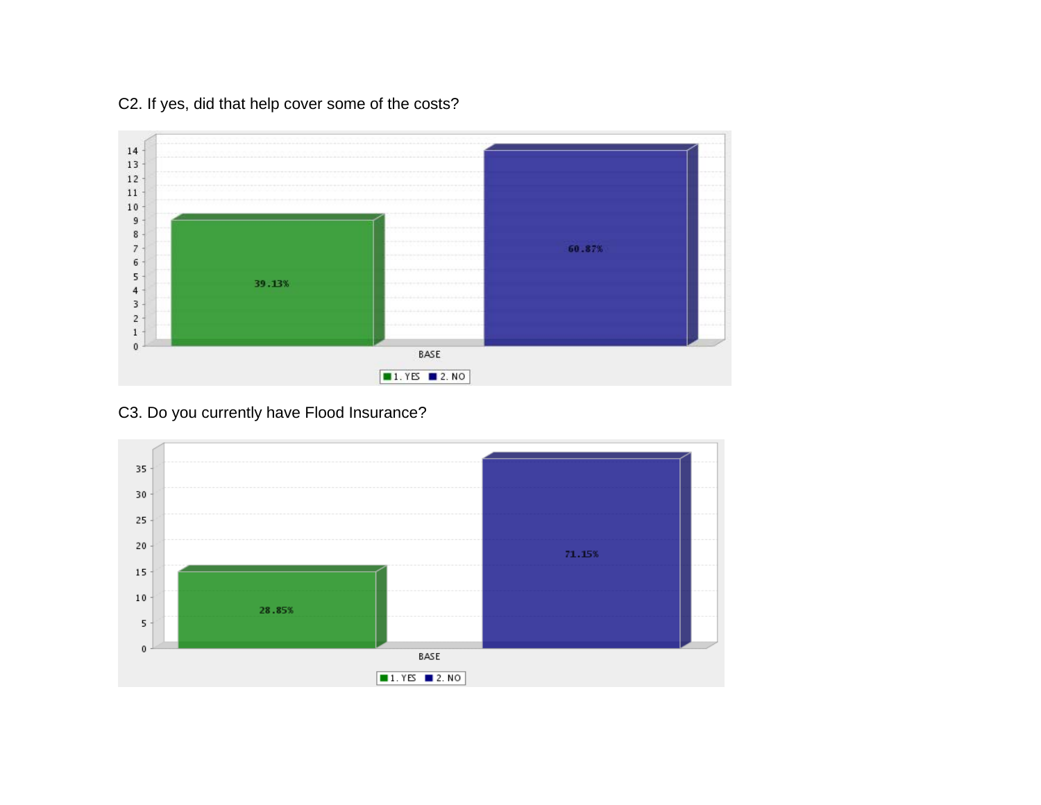C2. If yes, did that help cover some of the costs?

| BASE | Percentage |
|---|---|
| 1. YES | 39.13% |
| 2. NO | 60.87% |

C3. Do you currently have Flood Insurance?

| BASE | Percentage |
|---|---|
| 1. YES | 28.85% |
| 2. NO | 71.15% |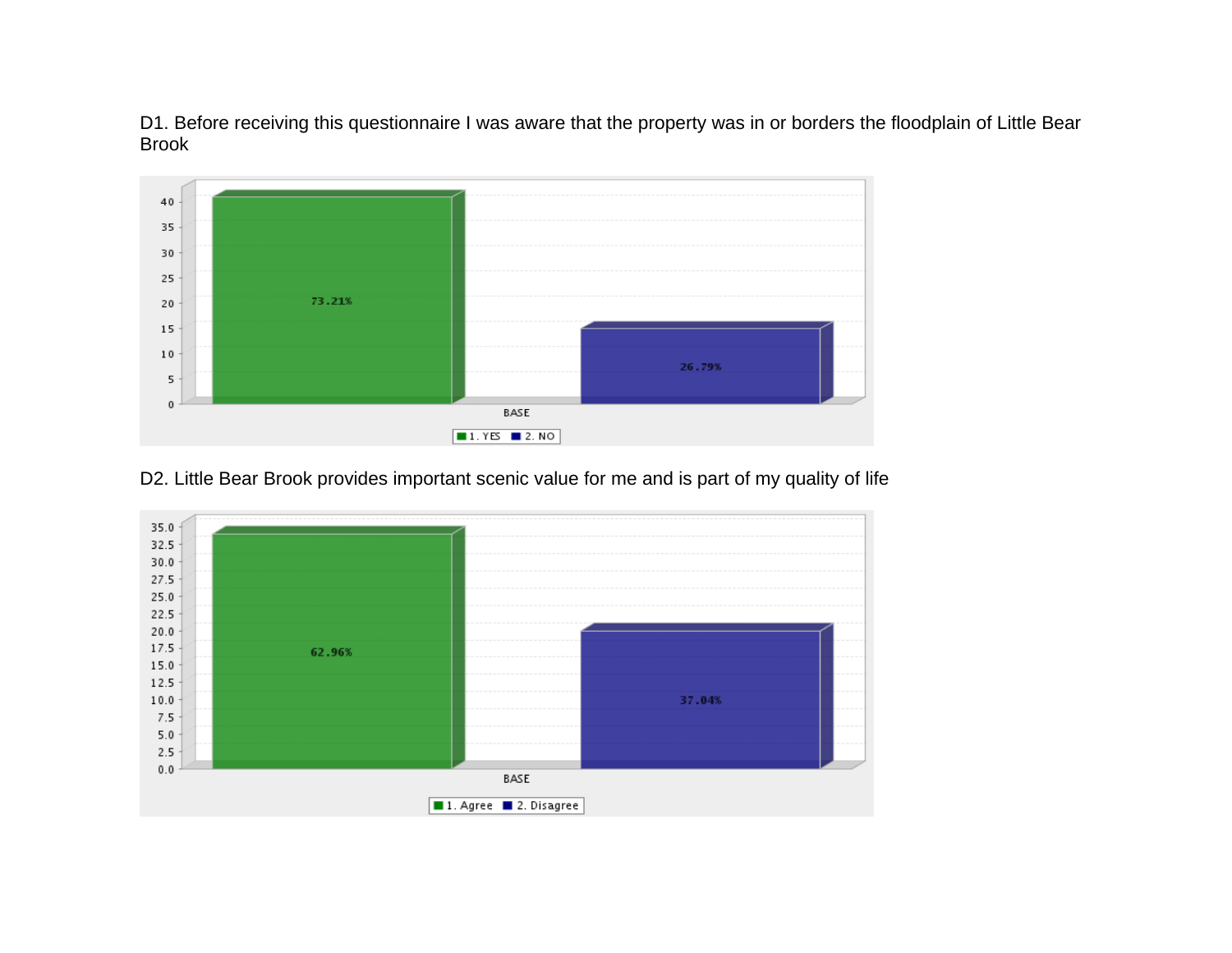D1. Before receiving this questionnaire I was aware that the property was in or borders the floodplain of Little Bear Brook

| | 1. YES | 2. NO |
|---|---|---|
| BASE | 73.21% | 26.79% |

D2. Little Bear Brook provides important scenic value for me and is part of my quality of life

| | 1. Agree | 2. Disagree |
|---|---|---|
| BASE | 62.96% | 37.04% |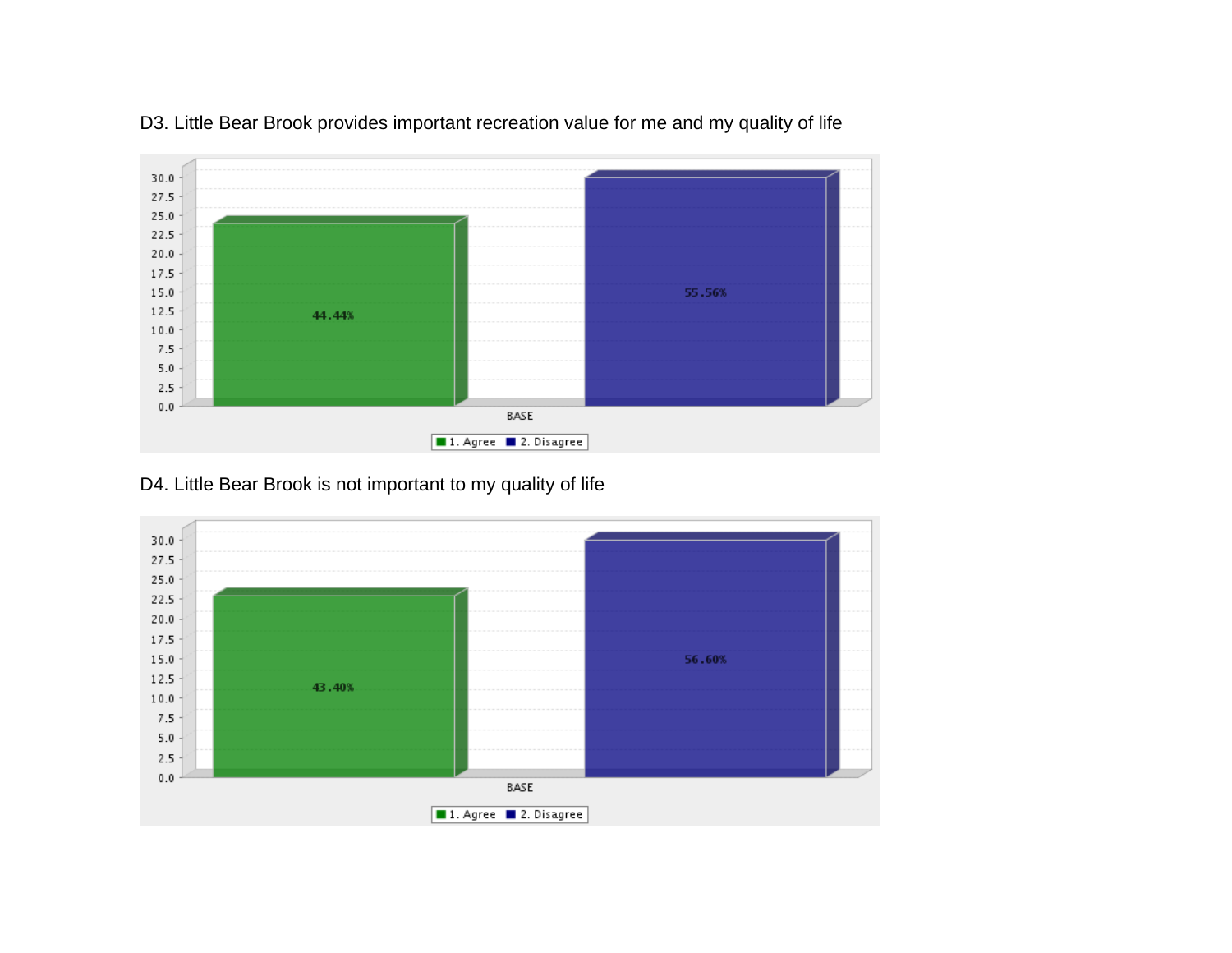D3. Little Bear Brook provides important recreation value for me and my quality of life

| BASE | Percent |
| --- | --- |
| 1. Agree | 44.44% |
| 2. Disagree | 55.56% |

D4. Little Bear Brook is not important to my quality of life

| BASE | Percent |
| --- | --- |
| 1. Agree | 43.40% |
| 2. Disagree | 56.60% |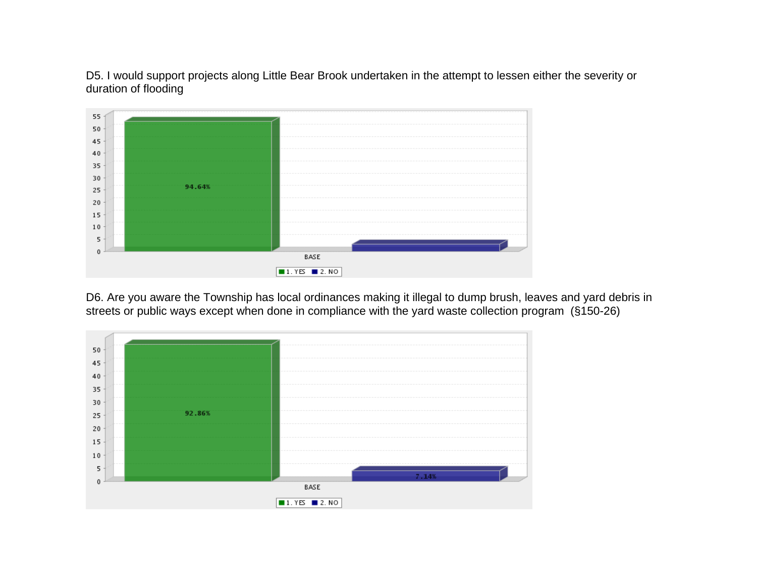D5. I would support projects along Little Bear Brook undertaken in the attempt to lessen either the severity or duration of flooding

D6. Are you aware the Township has local ordinances making it illegal to dump brush, leaves and yard debris in streets or public ways except when done in compliance with the yard waste collection program (§150-26)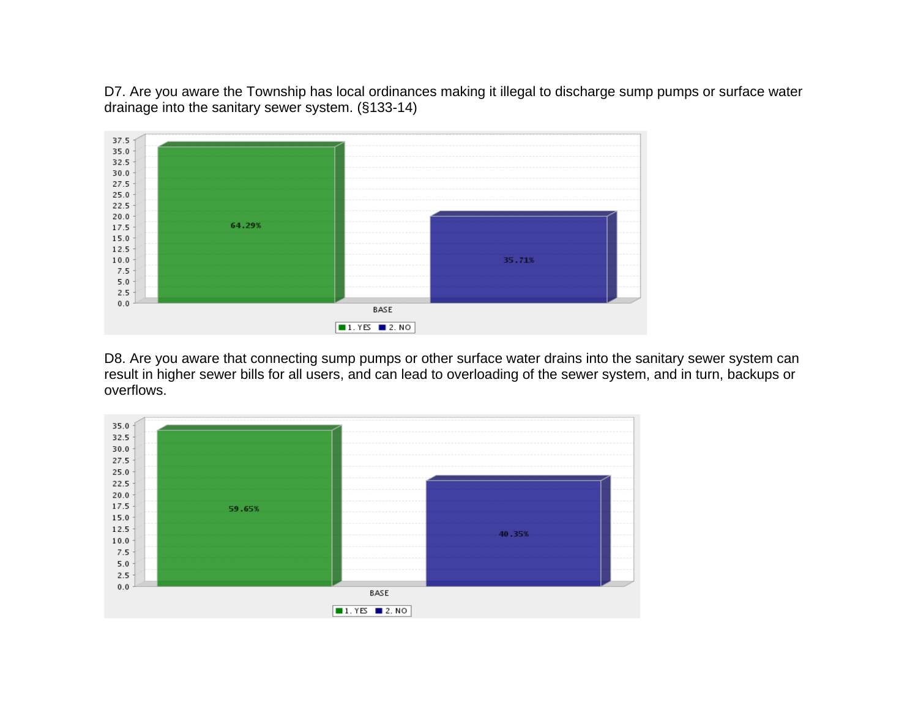D7. Are you aware the Township has local ordinances making it illegal to discharge sump pumps or surface water drainage into the sanitary sewer system. (§133-14)

37.5
35.0
32.5
30.0
27.5
25.0
22.5
20.0
17.5
15.0
12.5
10.0
7.5
5.0
2.5
0.0

64.29%

35.71%

BASE

1. YES 2. NO

D8. Are you aware that connecting sump pumps or other surface water drains into the sanitary sewer system can result in higher sewer bills for all users, and can lead to overloading of the sewer system, and in turn, backups or overflows.

35.0
32.5
30.0
27.5
25.0
22.5
20.0
17.5
15.0
12.5
10.0
7.5
5.0
2.5
0.0

59.65%

40.35%

BASE

1. YES 2. NO